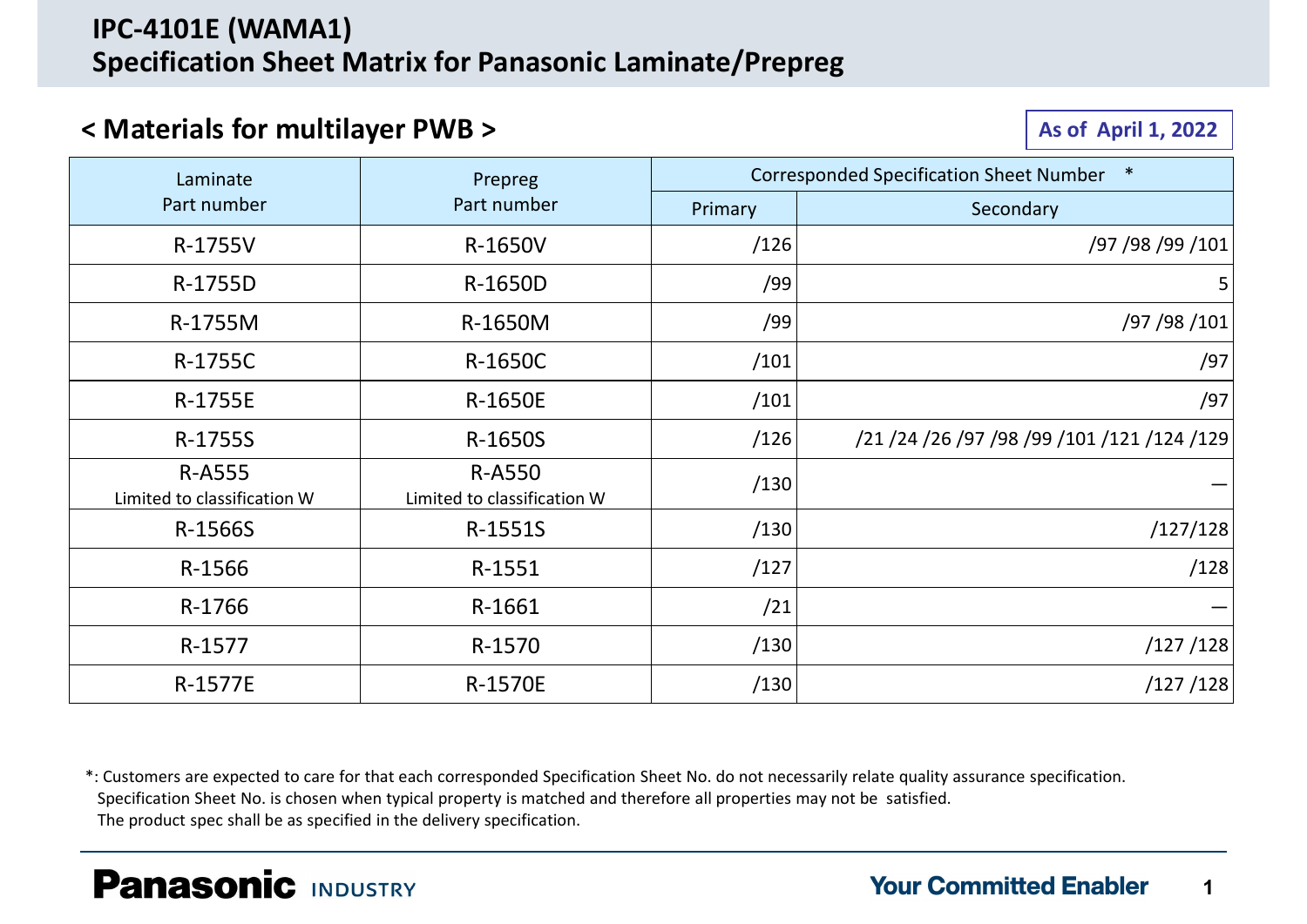# IPC-4101E (WAMA1)
# Specification Sheet Matrix for Panasonic Laminate/Prepreg

## < Materials for multilayer PWB >

**As of April 1, 2022**

| Laminate Part number | Prepreg Part number | Corresponded Specification Sheet Number * | |
|---|---|---|---|
| | | Primary | Secondary |
| R-1755V | R-1650V | /126 | /97 /98 /99 /101 |
| R-1755D | R-1650D | /99 | 5 |
| R-1755M | R-1650M | /99 | /97 /98 /101 |
| R-1755C | R-1650C | /101 | /97 |
| R-1755E | R-1650E | /101 | /97 |
| R-1755S | R-1650S | /126 | /21 /24 /26 /97 /98 /99 /101 /121 /124 /129 |
| R-A555 Limited to classification W | R-A550 Limited to classification W | /130 | — |
| R-1566S | R-1551S | /130 | /127/128 |
| R-1566 | R-1551 | /127 | /128 |
| R-1766 | R-1661 | /21 | — |
| R-1577 | R-1570 | /130 | /127 /128 |
| R-1577E | R-1570E | /130 | /127 /128 |

*: Customers are expected to care for that each corresponded Specification Sheet No. do not necessarily relate quality assurance specification.
Specification Sheet No. is chosen when typical property is matched and therefore all properties may not be satisfied.
The product spec shall be as specified in the delivery specification.

**Panasonic** INDUSTRY

Your Committed Enabler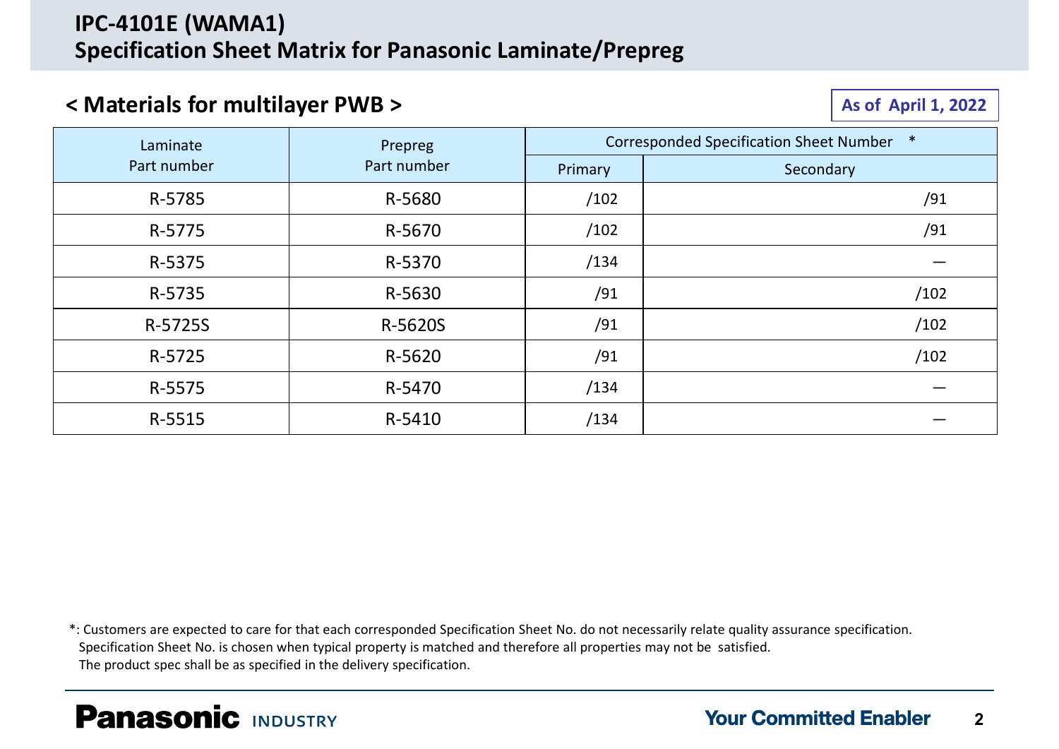# IPC-4101E (WAMA1)
# Specification Sheet Matrix for Panasonic Laminate/Prepreg

## < Materials for multilayer PWB >

**As of April 1, 2022**

| Laminate Part number | Prepreg Part number | Corresponded Specification Sheet Number * | |
|---|---|---|---|
| | | Primary | Secondary |
| R-5785 | R-5680 | /102 | /91 |
| R-5775 | R-5670 | /102 | /91 |
| R-5375 | R-5370 | /134 | — |
| R-5735 | R-5630 | /91 | /102 |
| R-5725S | R-5620S | /91 | /102 |
| R-5725 | R-5620 | /91 | /102 |
| R-5575 | R-5470 | /134 | — |
| R-5515 | R-5410 | /134 | — |

*: Customers are expected to care for that each corresponded Specification Sheet No. do not necessarily relate quality assurance specification.
Specification Sheet No. is chosen when typical property is matched and therefore all properties may not be satisfied.
The product spec shall be as specified in the delivery specification.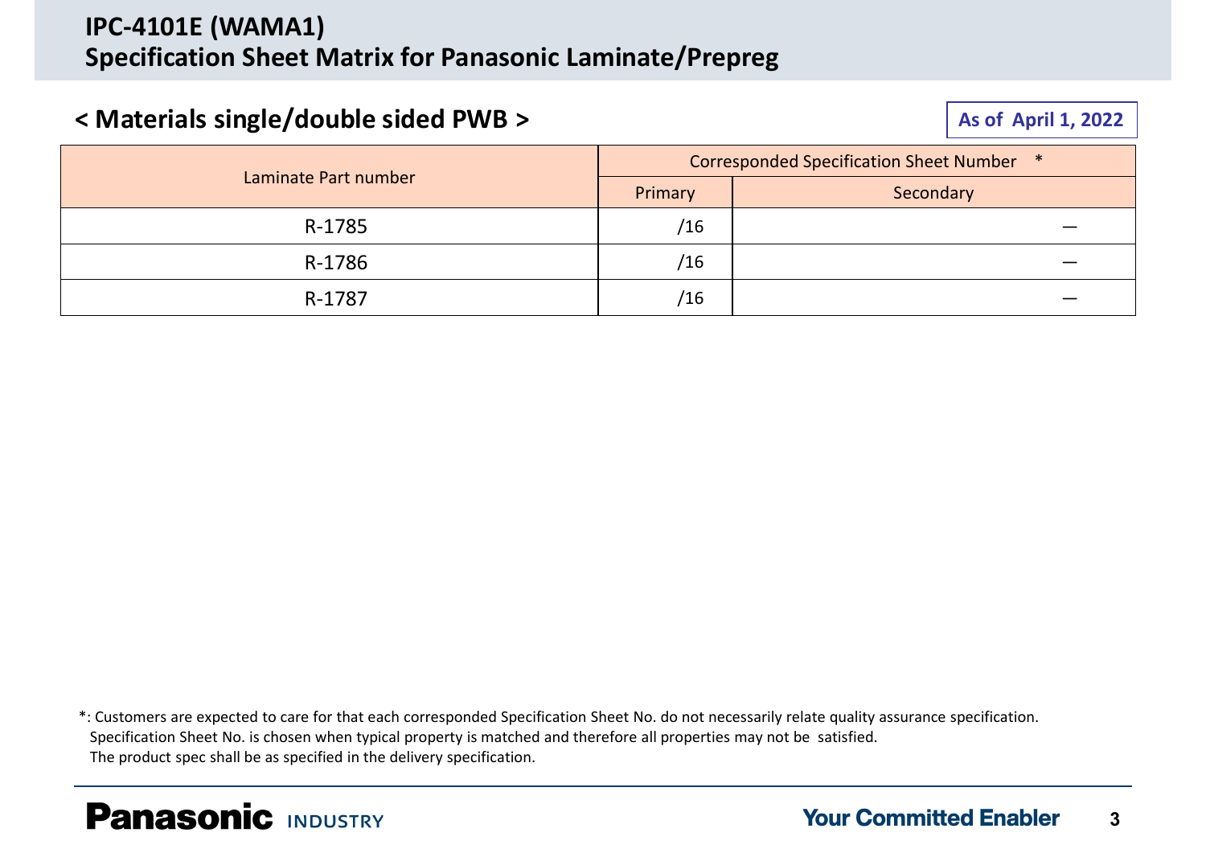# IPC-4101E (WAMA1)
# Specification Sheet Matrix for Panasonic Laminate/Prepreg

## < Materials single/double sided PWB >

**As of April 1, 2022**

| Laminate Part number | Corresponded Specification Sheet Number * | |
|---|---|---|
| | Primary | Secondary |
| R-1785 | /16 | — |
| R-1786 | /16 | — |
| R-1787 | /16 | — |

*: Customers are expected to care for that each corresponded Specification Sheet No. do not necessarily relate quality assurance specification.
Specification Sheet No. is chosen when typical property is matched and therefore all properties may not be satisfied.
The product spec shall be as specified in the delivery specification.